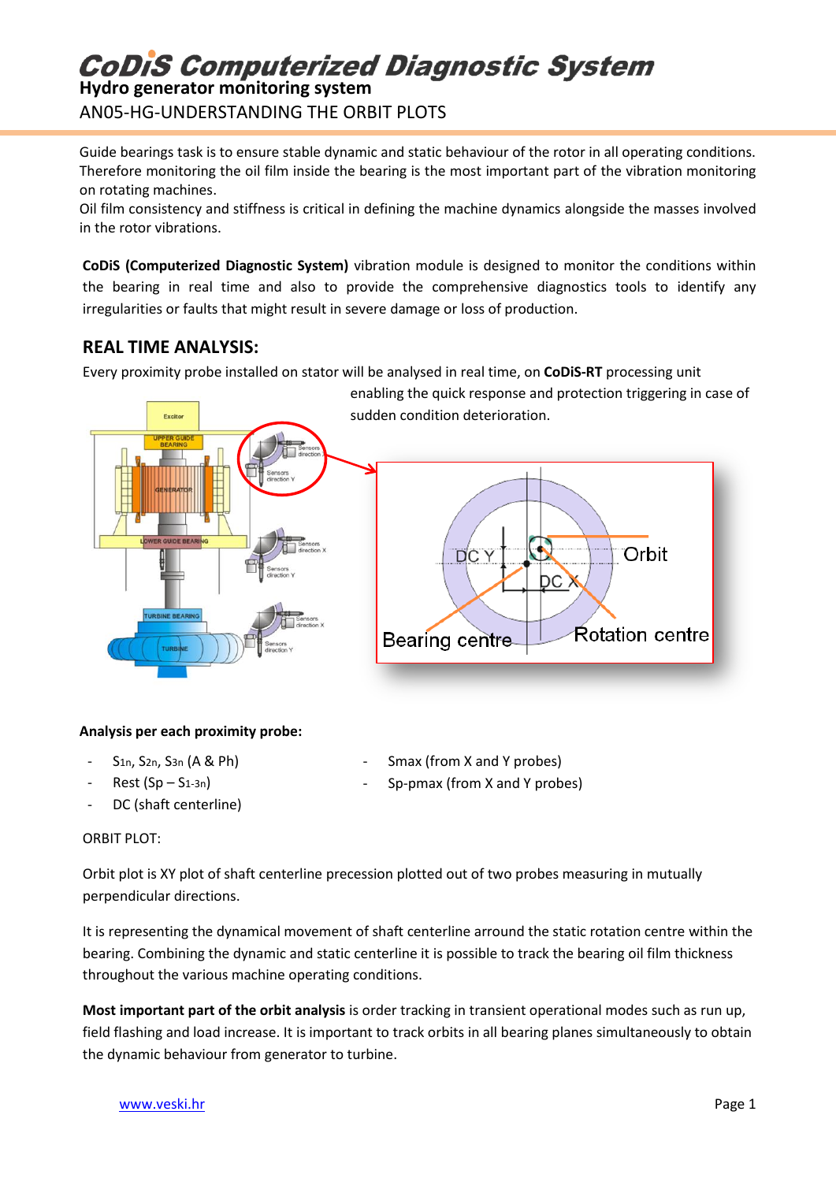# CoDiS Computerized Diagnostic System

## Hydro generator monitoring system

AN05-HG-UNDERSTANDING THE ORBIT PLOTS

Guide bearings task is to ensure stable dynamic and static behaviour of the rotor in all operating conditions. Therefore monitoring the oil film inside the bearing is the most important part of the vibration monitoring on rotating machines.
Oil film consistency and stiffness is critical in defining the machine dynamics alongside the masses involved in the rotor vibrations.

**CoDiS (Computerized Diagnostic System)** vibration module is designed to monitor the conditions within the bearing in real time and also to provide the comprehensive diagnostics tools to identify any irregularities or faults that might result in severe damage or loss of production.

## REAL TIME ANALYSIS:

Every proximity probe installed on stator will be analysed in real time, on **CoDiS-RT** processing unit enabling the quick response and protection triggering in case of sudden condition deterioration.

**Analysis per each proximity probe:**

- $S_{1n}$, $S_{2n}$, $S_{3n}$ (A & Ph)
- Rest ($S_p$ – $S_{1\text{-}3n}$)
- DC (shaft centerline)
- Smax (from X and Y probes)
- Sp-pmax (from X and Y probes)

ORBIT PLOT:

Orbit plot is XY plot of shaft centerline precession plotted out of two probes measuring in mutually perpendicular directions.

It is representing the dynamical movement of shaft centerline arround the static rotation centre within the bearing. Combining the dynamic and static centerline it is possible to track the bearing oil film thickness throughout the various machine operating conditions.

**Most important part of the orbit analysis** is order tracking in transient operational modes such as run up, field flashing and load increase. It is important to track orbits in all bearing planes simultaneously to obtain the dynamic behaviour from generator to turbine.

www.veski.hr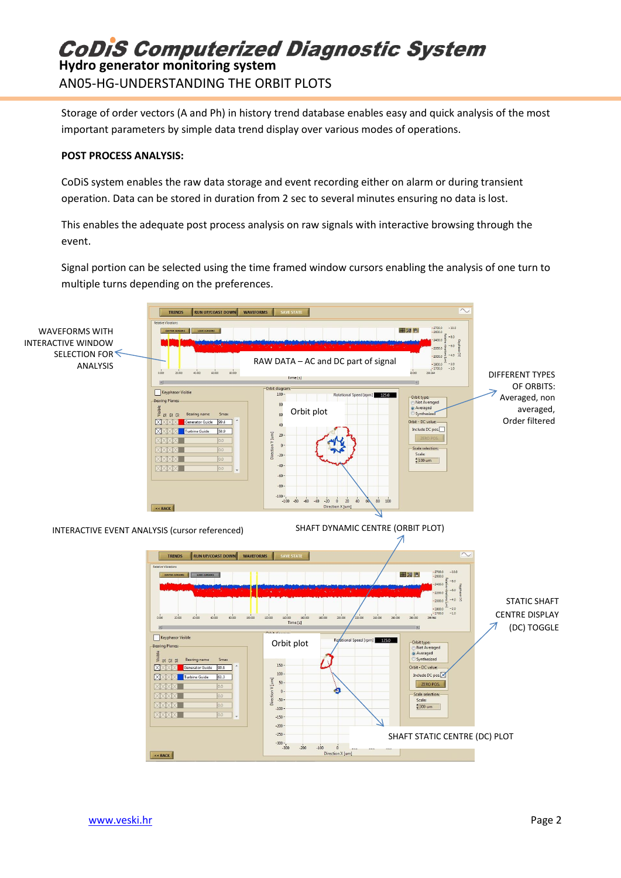Storage of order vectors (A and Ph) in history trend database enables easy and quick analysis of the most important parameters by simple data trend display over various modes of operations.

**POST PROCESS ANALYSIS:**

CoDiS system enables the raw data storage and event recording either on alarm or during transient operation. Data can be stored in duration from 2 sec to several minutes ensuring no data is lost.

This enables the adequate post process analysis on raw signals with interactive browsing through the event.

Signal portion can be selected using the time framed window cursors enabling the analysis of one turn to multiple turns depending on the preferences.

WAVEFORMS WITH INTERACTIVE WINDOW SELECTION FOR ANALYSIS

RAW DATA – AC and DC part of signal

Orbit plot

DIFFERENT TYPES OF ORBITS: Averaged, non averaged, Order filtered

INTERACTIVE EVENT ANALYSIS (cursor referenced)

SHAFT DYNAMIC CENTRE (ORBIT PLOT)

Orbit plot

STATIC SHAFT CENTRE DISPLAY (DC) TOGGLE

SHAFT STATIC CENTRE (DC) PLOT

www.veski.hr